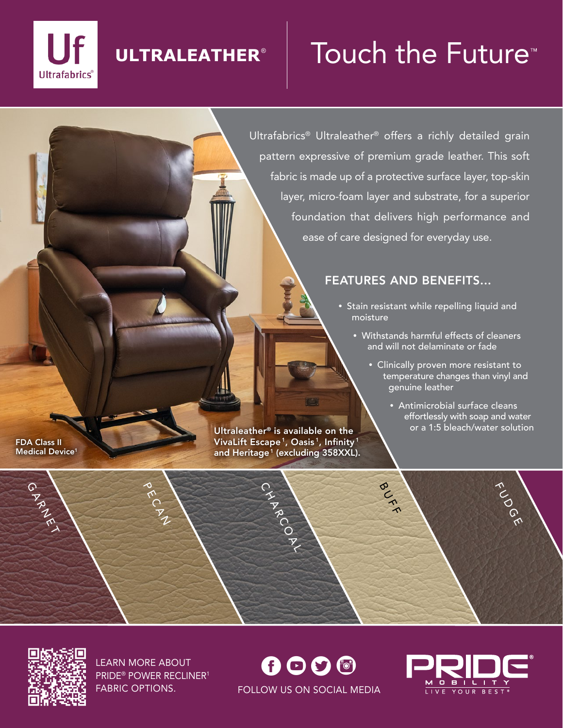# ULTRALEATHER®

## Touch the Future™

Ultrafabrics® Ultraleather® offers a richly detailed grain pattern expressive of premium grade leather. This soft fabric is made up of a protective surface layer, top-skin layer, micro-foam layer and substrate, for a superior foundation that delivers high performance and ease of care designed for everyday use.

### FEATURES AND BENEFITS...

- Stain resistant while repelling liquid and moisture
- Withstands harmful effects of cleaners and will not delaminate or fade
- Clinically proven more resistant to temperature changes than vinyl and genuine leather
- Antimicrobial surface cleans effortlessly with soap and water or a 1:5 bleach/water solution

**FDA Class II Medical Device[1]**

**Ultraleather® is available on the VivaLift Escape[1], Oasis[1], Infinity[1] and Heritage[1] (excluding 358XXL).**

GARNET | PECAN | CHARCOAL | BUFF | FUDGE

LEARN MORE ABOUT PRIDE® POWER RECLINER[1] FABRIC OPTIONS.

FOLLOW US ON SOCIAL MEDIA

PRIDE® MOBILITY — LIVE YOUR BEST®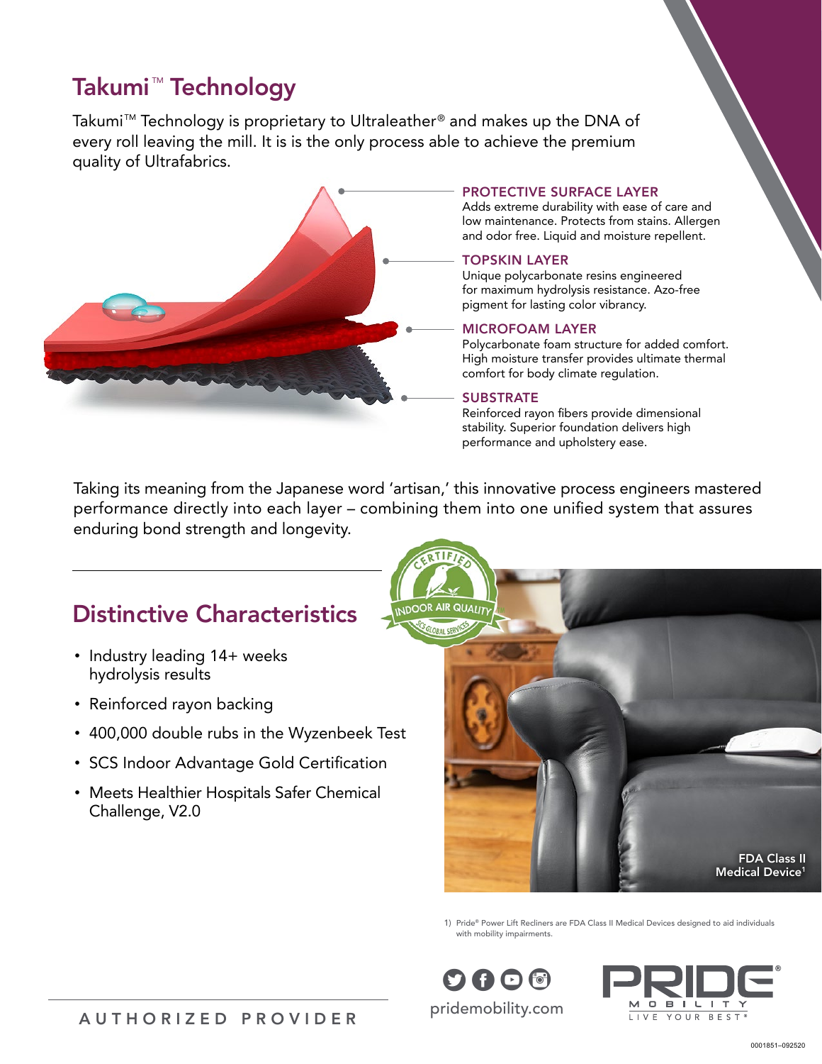## Takumi™ Technology

Takumi™ Technology is proprietary to Ultraleather® and makes up the DNA of every roll leaving the mill. It is is the only process able to achieve the premium quality of Ultrafabrics.

**PROTECTIVE SURFACE LAYER**
Adds extreme durability with ease of care and low maintenance. Protects from stains. Allergen and odor free. Liquid and moisture repellent.

**TOPSKIN LAYER**
Unique polycarbonate resins engineered for maximum hydrolysis resistance. Azo-free pigment for lasting color vibrancy.

**MICROFOAM LAYER**
Polycarbonate foam structure for added comfort. High moisture transfer provides ultimate thermal comfort for body climate regulation.

**SUBSTRATE**
Reinforced rayon fibers provide dimensional stability. Superior foundation delivers high performance and upholstery ease.

Taking its meaning from the Japanese word 'artisan,' this innovative process engineers mastered performance directly into each layer – combining them into one unified system that assures enduring bond strength and longevity.

## Distinctive Characteristics

- Industry leading 14+ weeks hydrolysis results
- Reinforced rayon backing
- 400,000 double rubs in the Wyzenbeek Test
- SCS Indoor Advantage Gold Certification
- Meets Healthier Hospitals Safer Chemical Challenge, V2.0

CERTIFIED INDOOR AIR QUALITY SCS GLOBAL SERVICES

FDA Class II Medical Device[1]

1) Pride® Power Lift Recliners are FDA Class II Medical Devices designed to aid individuals with mobility impairments.

pridemobility.com

PRIDE® MOBILITY LIVE YOUR BEST®

AUTHORIZED PROVIDER

0001851–092520